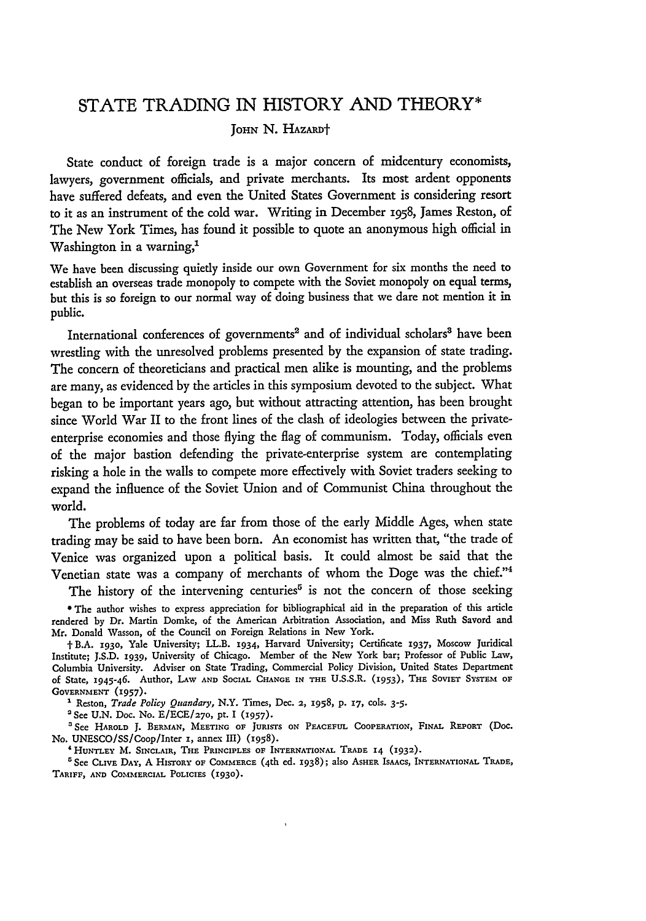# STATE TRADING IN HISTORY AND THEORY*

JOHN N. HAZARD†

State conduct of foreign trade is a major concern of midcentury economists, lawyers, government officials, and private merchants. Its most ardent opponents have suffered defeats, and even the United States Government is considering resort to it as an instrument of the cold war. Writing in December 1958, James Reston, of The New York Times, has found it possible to quote an anonymous high official in Washington in a warning,[1]

> We have been discussing quietly inside our own Government for six months the need to establish an overseas trade monopoly to compete with the Soviet monopoly on equal terms, but this is so foreign to our normal way of doing business that we dare not mention it in public.

International conferences of governments[2] and of individual scholars[3] have been wrestling with the unresolved problems presented by the expansion of state trading. The concern of theoreticians and practical men alike is mounting, and the problems are many, as evidenced by the articles in this symposium devoted to the subject. What began to be important years ago, but without attracting attention, has been brought since World War II to the front lines of the clash of ideologies between the private-enterprise economies and those flying the flag of communism. Today, officials even of the major bastion defending the private-enterprise system are contemplating risking a hole in the walls to compete more effectively with Soviet traders seeking to expand the influence of the Soviet Union and of Communist China throughout the world.

The problems of today are far from those of the early Middle Ages, when state trading may be said to have been born. An economist has written that, "the trade of Venice was organized upon a political basis. It could almost be said that the Venetian state was a company of merchants of whom the Doge was the chief."[4]

The history of the intervening centuries[5] is not the concern of those seeking

---

\* The author wishes to express appreciation for bibliographical aid in the preparation of this article rendered by Dr. Martin Domke, of the American Arbitration Association, and Miss Ruth Savord and Mr. Donald Wasson, of the Council on Foreign Relations in New York.

† B.A. 1930, Yale University; LL.B. 1934, Harvard University; Certificate 1937, Moscow Juridical Institute; J.S.D. 1939, University of Chicago. Member of the New York bar; Professor of Public Law, Columbia University. Adviser on State Trading, Commercial Policy Division, United States Department of State, 1945-46. Author, LAW AND SOCIAL CHANGE IN THE U.S.S.R. (1953), THE SOVIET SYSTEM OF GOVERNMENT (1957).

[1] Reston, *Trade Policy Quandary*, N.Y. Times, Dec. 2, 1958, p. 17, cols. 3-5.

[2] See U.N. Doc. No. E/ECE/270, pt. I (1957).

[3] See HAROLD J. BERMAN, MEETING OF JURISTS ON PEACEFUL COOPERATION, FINAL REPORT (Doc. No. UNESCO/SS/Coop/Inter 1, annex III) (1958).

[4] HUNTLEY M. SINCLAIR, THE PRINCIPLES OF INTERNATIONAL TRADE 14 (1932).

[5] See CLIVE DAY, A HISTORY OF COMMERCE (4th ed. 1938); also ASHER ISAACS, INTERNATIONAL TRADE, TARIFF, AND COMMERCIAL POLICIES (1930).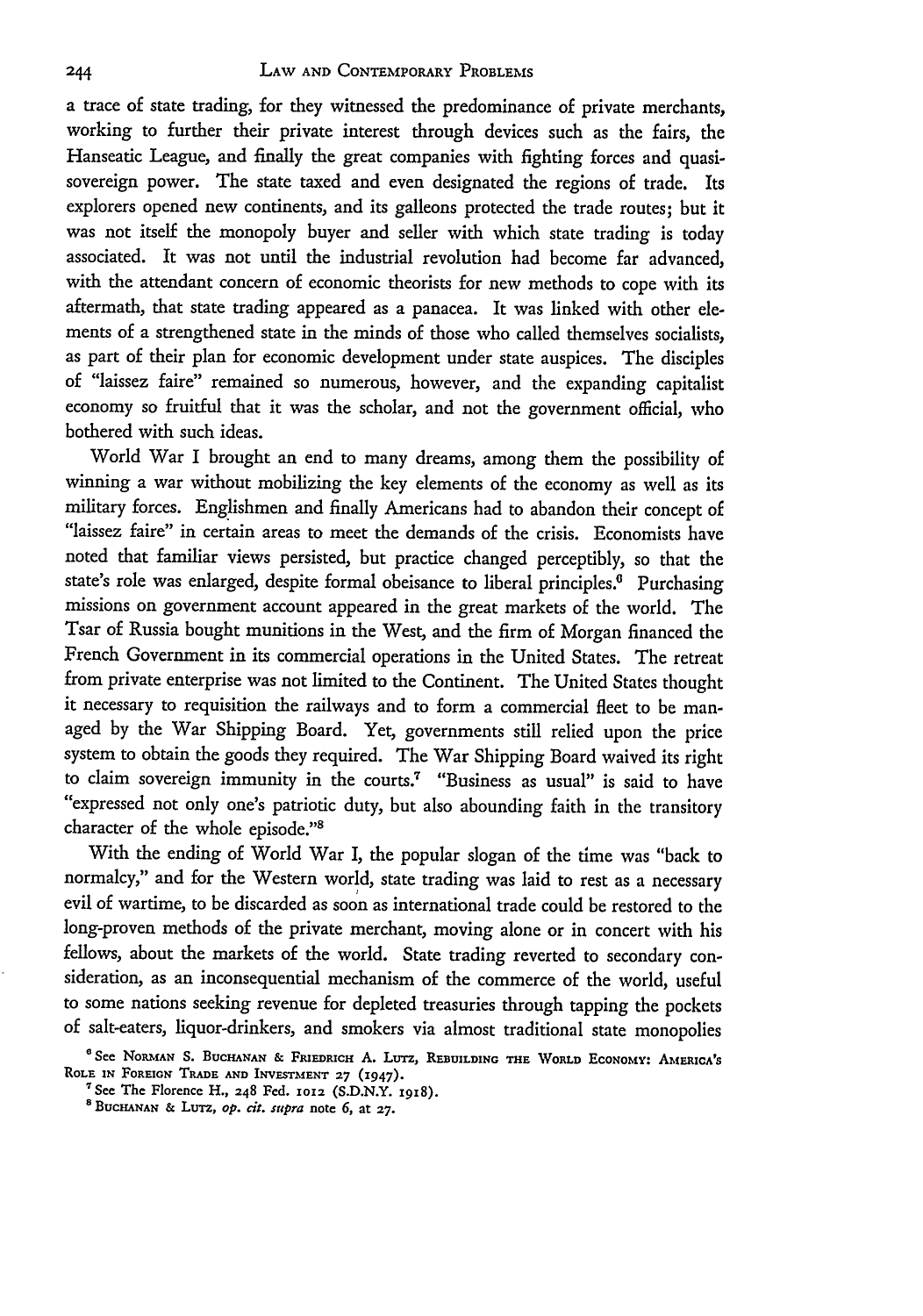a trace of state trading, for they witnessed the predominance of private merchants, working to further their private interest through devices such as the fairs, the Hanseatic League, and finally the great companies with fighting forces and quasi-sovereign power. The state taxed and even designated the regions of trade. Its explorers opened new continents, and its galleons protected the trade routes; but it was not itself the monopoly buyer and seller with which state trading is today associated. It was not until the industrial revolution had become far advanced, with the attendant concern of economic theorists for new methods to cope with its aftermath, that state trading appeared as a panacea. It was linked with other elements of a strengthened state in the minds of those who called themselves socialists, as part of their plan for economic development under state auspices. The disciples of "laissez faire" remained so numerous, however, and the expanding capitalist economy so fruitful that it was the scholar, and not the government official, who bothered with such ideas.

World War I brought an end to many dreams, among them the possibility of winning a war without mobilizing the key elements of the economy as well as its military forces. Englishmen and finally Americans had to abandon their concept of "laissez faire" in certain areas to meet the demands of the crisis. Economists have noted that familiar views persisted, but practice changed perceptibly, so that the state's role was enlarged, despite formal obeisance to liberal principles.[6] Purchasing missions on government account appeared in the great markets of the world. The Tsar of Russia bought munitions in the West, and the firm of Morgan financed the French Government in its commercial operations in the United States. The retreat from private enterprise was not limited to the Continent. The United States thought it necessary to requisition the railways and to form a commercial fleet to be managed by the War Shipping Board. Yet, governments still relied upon the price system to obtain the goods they required. The War Shipping Board waived its right to claim sovereign immunity in the courts.[7] "Business as usual" is said to have "expressed not only one's patriotic duty, but also abounding faith in the transitory character of the whole episode."[8]

With the ending of World War I, the popular slogan of the time was "back to normalcy," and for the Western world, state trading was laid to rest as a necessary evil of wartime, to be discarded as soon as international trade could be restored to the long-proven methods of the private merchant, moving alone or in concert with his fellows, about the markets of the world. State trading reverted to secondary consideration, as an inconsequential mechanism of the commerce of the world, useful to some nations seeking revenue for depleted treasuries through tapping the pockets of salt-eaters, liquor-drinkers, and smokers via almost traditional state monopolies

[6] See NORMAN S. BUCHANAN & FRIEDRICH A. LUTZ, REBUILDING THE WORLD ECONOMY: AMERICA'S ROLE IN FOREIGN TRADE AND INVESTMENT 27 (1947).

[7] See The Florence H., 248 Fed. 1012 (S.D.N.Y. 1918).

[8] BUCHANAN & LUTZ, *op. cit. supra* note 6, at 27.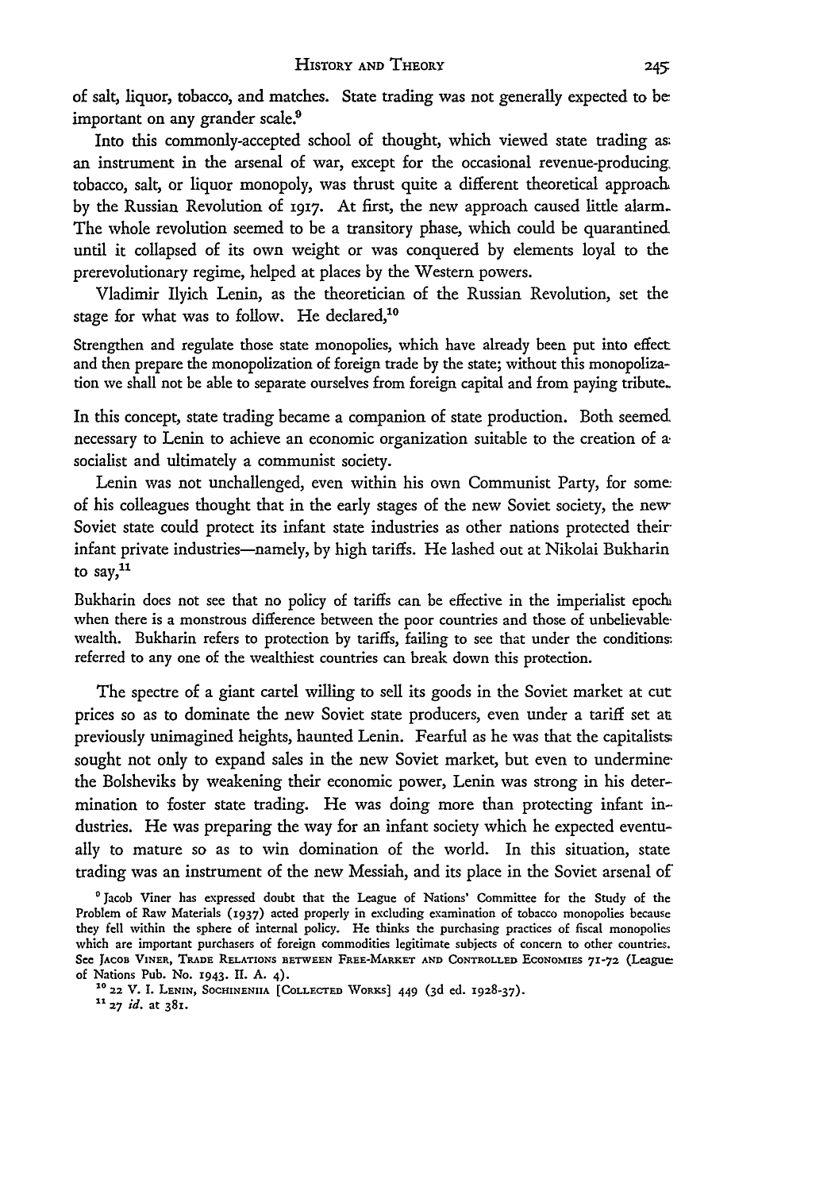of salt, liquor, tobacco, and matches. State trading was not generally expected to be important on any grander scale.[9]

Into this commonly-accepted school of thought, which viewed state trading as an instrument in the arsenal of war, except for the occasional revenue-producing tobacco, salt, or liquor monopoly, was thrust quite a different theoretical approach by the Russian Revolution of 1917. At first, the new approach caused little alarm. The whole revolution seemed to be a transitory phase, which could be quarantined until it collapsed of its own weight or was conquered by elements loyal to the prerevolutionary regime, helped at places by the Western powers.

Vladimir Ilyich Lenin, as the theoretician of the Russian Revolution, set the stage for what was to follow. He declared,[10]

> Strengthen and regulate those state monopolies, which have already been put into effect and then prepare the monopolization of foreign trade by the state; without this monopolization we shall not be able to separate ourselves from foreign capital and from paying tribute.

In this concept, state trading became a companion of state production. Both seemed necessary to Lenin to achieve an economic organization suitable to the creation of a socialist and ultimately a communist society.

Lenin was not unchallenged, even within his own Communist Party, for some of his colleagues thought that in the early stages of the new Soviet society, the new Soviet state could protect its infant state industries as other nations protected their infant private industries—namely, by high tariffs. He lashed out at Nikolai Bukharin to say,[11]

> Bukharin does not see that no policy of tariffs can be effective in the imperialist epoch when there is a monstrous difference between the poor countries and those of unbelievable wealth. Bukharin refers to protection by tariffs, failing to see that under the conditions referred to any one of the wealthiest countries can break down this protection.

The spectre of a giant cartel willing to sell its goods in the Soviet market at cut prices so as to dominate the new Soviet state producers, even under a tariff set at previously unimagined heights, haunted Lenin. Fearful as he was that the capitalists sought not only to expand sales in the new Soviet market, but even to undermine the Bolsheviks by weakening their economic power, Lenin was strong in his determination to foster state trading. He was doing more than protecting infant industries. He was preparing the way for an infant society which he expected eventually to mature so as to win domination of the world. In this situation, state trading was an instrument of the new Messiah, and its place in the Soviet arsenal of

---

[9] Jacob Viner has expressed doubt that the League of Nations' Committee for the Study of the Problem of Raw Materials (1937) acted properly in excluding examination of tobacco monopolies because they fell within the sphere of internal policy. He thinks the purchasing practices of fiscal monopolies which are important purchasers of foreign commodities legitimate subjects of concern to other countries. See JACOB VINER, TRADE RELATIONS BETWEEN FREE-MARKET AND CONTROLLED ECONOMIES 71-72 (League of Nations Pub. No. 1943. II. A. 4).

[10] 22 V. I. LENIN, SOCHINENIIA [COLLECTED WORKS] 449 (3d ed. 1928-37).

[11] 27 *id.* at 381.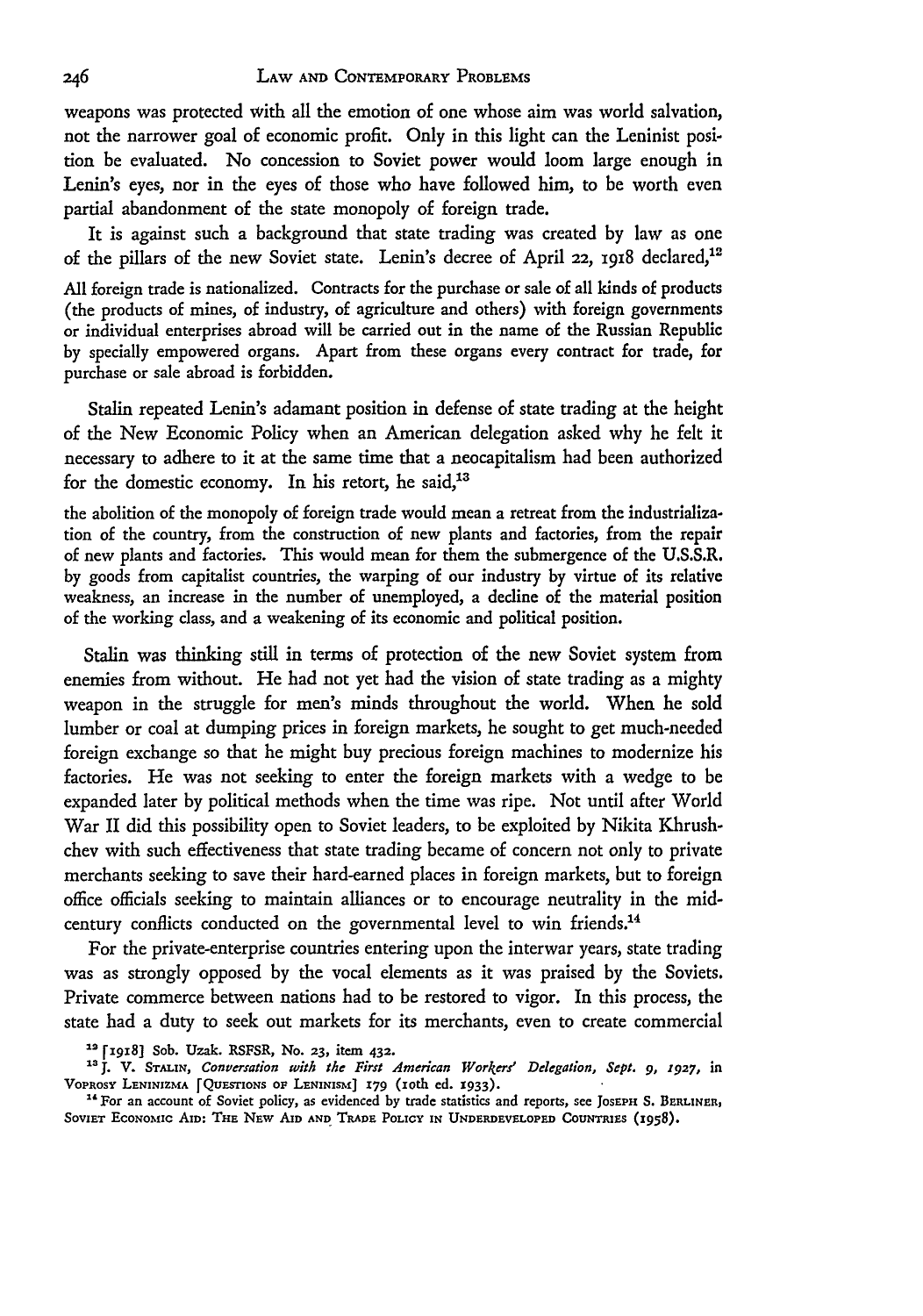weapons was protected with all the emotion of one whose aim was world salvation, not the narrower goal of economic profit. Only in this light can the Leninist position be evaluated. No concession to Soviet power would loom large enough in Lenin's eyes, nor in the eyes of those who have followed him, to be worth even partial abandonment of the state monopoly of foreign trade.

It is against such a background that state trading was created by law as one of the pillars of the new Soviet state. Lenin's decree of April 22, 1918 declared,[12]

> All foreign trade is nationalized. Contracts for the purchase or sale of all kinds of products (the products of mines, of industry, of agriculture and others) with foreign governments or individual enterprises abroad will be carried out in the name of the Russian Republic by specially empowered organs. Apart from these organs every contract for trade, for purchase or sale abroad is forbidden.

Stalin repeated Lenin's adamant position in defense of state trading at the height of the New Economic Policy when an American delegation asked why he felt it necessary to adhere to it at the same time that a neocapitalism had been authorized for the domestic economy. In his retort, he said,[13]

> the abolition of the monopoly of foreign trade would mean a retreat from the industrialization of the country, from the construction of new plants and factories, from the repair of new plants and factories. This would mean for them the submergence of the U.S.S.R. by goods from capitalist countries, the warping of our industry by virtue of its relative weakness, an increase in the number of unemployed, a decline of the material position of the working class, and a weakening of its economic and political position.

Stalin was thinking still in terms of protection of the new Soviet system from enemies from without. He had not yet had the vision of state trading as a mighty weapon in the struggle for men's minds throughout the world. When he sold lumber or coal at dumping prices in foreign markets, he sought to get much-needed foreign exchange so that he might buy precious foreign machines to modernize his factories. He was not seeking to enter the foreign markets with a wedge to be expanded later by political methods when the time was ripe. Not until after World War II did this possibility open to Soviet leaders, to be exploited by Nikita Khrushchev with such effectiveness that state trading became of concern not only to private merchants seeking to save their hard-earned places in foreign markets, but to foreign office officials seeking to maintain alliances or to encourage neutrality in the mid-century conflicts conducted on the governmental level to win friends.[14]

For the private-enterprise countries entering upon the interwar years, state trading was as strongly opposed by the vocal elements as it was praised by the Soviets. Private commerce between nations had to be restored to vigor. In this process, the state had a duty to seek out markets for its merchants, even to create commercial

[12] [1918] Sob. Uzak. RSFSR, No. 23, item 432.

[13] J. V. Stalin, *Conversation with the First American Workers' Delegation, Sept. 9, 1927*, in Voprosy Leninizma [Questions of Leninism] 179 (10th ed. 1933).

[14] For an account of Soviet policy, as evidenced by trade statistics and reports, see Joseph S. Berliner, Soviet Economic Aid: The New Aid and Trade Policy in Underdeveloped Countries (1958).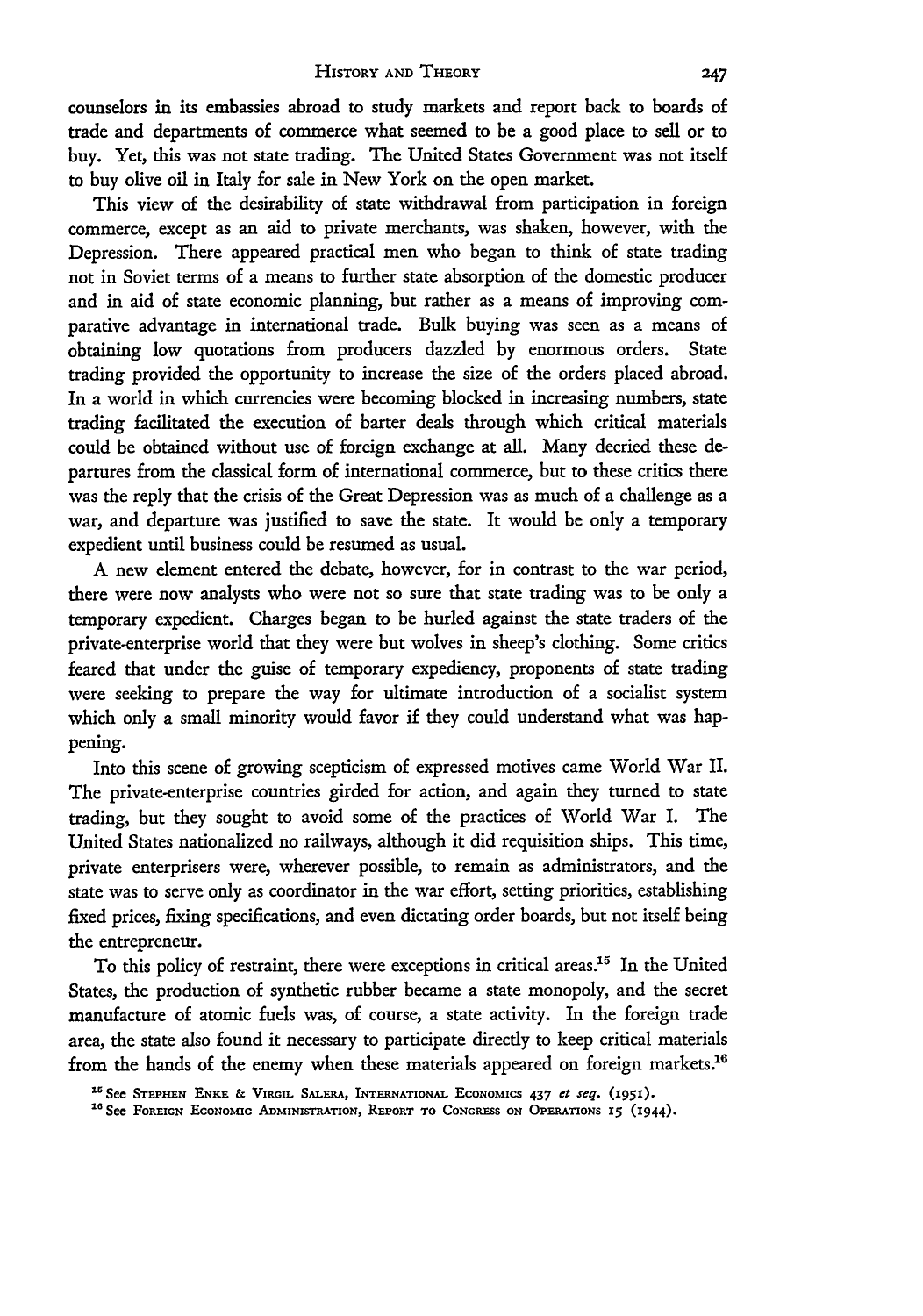counselors in its embassies abroad to study markets and report back to boards of trade and departments of commerce what seemed to be a good place to sell or to buy. Yet, this was not state trading. The United States Government was not itself to buy olive oil in Italy for sale in New York on the open market.

This view of the desirability of state withdrawal from participation in foreign commerce, except as an aid to private merchants, was shaken, however, with the Depression. There appeared practical men who began to think of state trading not in Soviet terms of a means to further state absorption of the domestic producer and in aid of state economic planning, but rather as a means of improving comparative advantage in international trade. Bulk buying was seen as a means of obtaining low quotations from producers dazzled by enormous orders. State trading provided the opportunity to increase the size of the orders placed abroad. In a world in which currencies were becoming blocked in increasing numbers, state trading facilitated the execution of barter deals through which critical materials could be obtained without use of foreign exchange at all. Many decried these departures from the classical form of international commerce, but to these critics there was the reply that the crisis of the Great Depression was as much of a challenge as a war, and departure was justified to save the state. It would be only a temporary expedient until business could be resumed as usual.

A new element entered the debate, however, for in contrast to the war period, there were now analysts who were not so sure that state trading was to be only a temporary expedient. Charges began to be hurled against the state traders of the private-enterprise world that they were but wolves in sheep's clothing. Some critics feared that under the guise of temporary expediency, proponents of state trading were seeking to prepare the way for ultimate introduction of a socialist system which only a small minority would favor if they could understand what was happening.

Into this scene of growing scepticism of expressed motives came World War II. The private-enterprise countries girded for action, and again they turned to state trading, but they sought to avoid some of the practices of World War I. The United States nationalized no railways, although it did requisition ships. This time, private enterprisers were, wherever possible, to remain as administrators, and the state was to serve only as coordinator in the war effort, setting priorities, establishing fixed prices, fixing specifications, and even dictating order boards, but not itself being the entrepreneur.

To this policy of restraint, there were exceptions in critical areas.[15] In the United States, the production of synthetic rubber became a state monopoly, and the secret manufacture of atomic fuels was, of course, a state activity. In the foreign trade area, the state also found it necessary to participate directly to keep critical materials from the hands of the enemy when these materials appeared on foreign markets.[16]

[15] See Stephen Enke & Virgil Salera, International Economics 437 *et seq.* (1951).

[16] See Foreign Economic Administration, Report to Congress on Operations 15 (1944).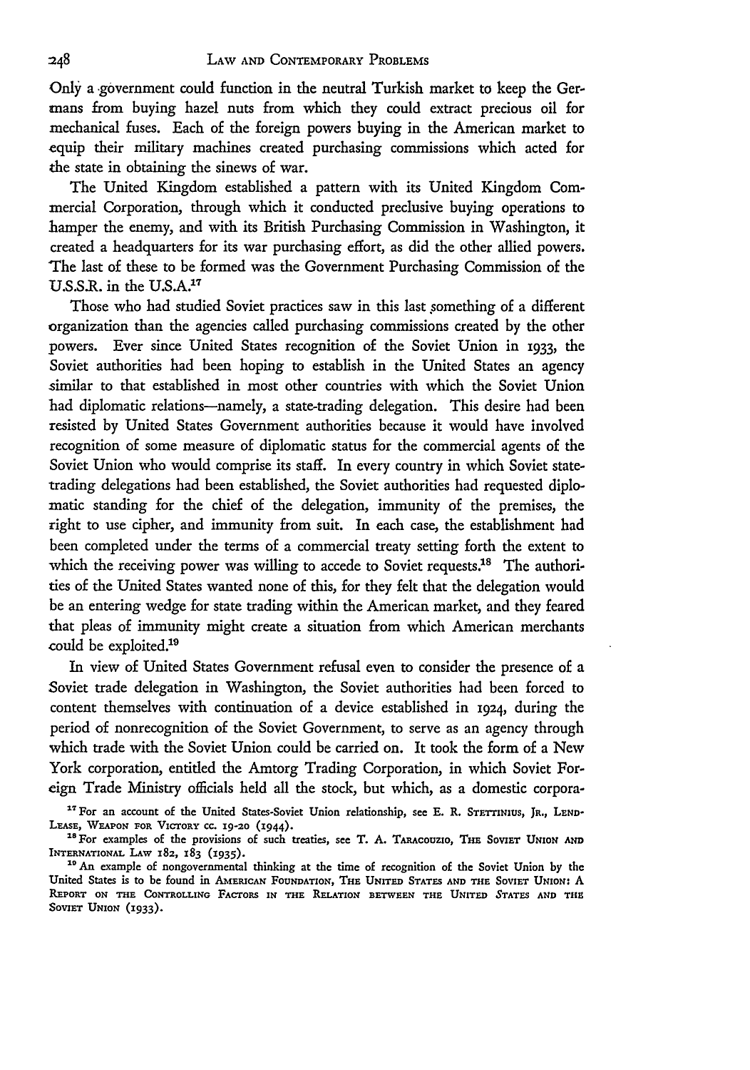Only a government could function in the neutral Turkish market to keep the Germans from buying hazel nuts from which they could extract precious oil for mechanical fuses. Each of the foreign powers buying in the American market to equip their military machines created purchasing commissions which acted for the state in obtaining the sinews of war.

The United Kingdom established a pattern with its United Kingdom Commercial Corporation, through which it conducted preclusive buying operations to hamper the enemy, and with its British Purchasing Commission in Washington, it created a headquarters for its war purchasing effort, as did the other allied powers. The last of these to be formed was the Government Purchasing Commission of the U.S.S.R. in the U.S.A.[17]

Those who had studied Soviet practices saw in this last something of a different organization than the agencies called purchasing commissions created by the other powers. Ever since United States recognition of the Soviet Union in 1933, the Soviet authorities had been hoping to establish in the United States an agency similar to that established in most other countries with which the Soviet Union had diplomatic relations—namely, a state-trading delegation. This desire had been resisted by United States Government authorities because it would have involved recognition of some measure of diplomatic status for the commercial agents of the Soviet Union who would comprise its staff. In every country in which Soviet state-trading delegations had been established, the Soviet authorities had requested diplomatic standing for the chief of the delegation, immunity of the premises, the right to use cipher, and immunity from suit. In each case, the establishment had been completed under the terms of a commercial treaty setting forth the extent to which the receiving power was willing to accede to Soviet requests.[18] The authorities of the United States wanted none of this, for they felt that the delegation would be an entering wedge for state trading within the American market, and they feared that pleas of immunity might create a situation from which American merchants could be exploited.[19]

In view of United States Government refusal even to consider the presence of a Soviet trade delegation in Washington, the Soviet authorities had been forced to content themselves with continuation of a device established in 1924, during the period of nonrecognition of the Soviet Government, to serve as an agency through which trade with the Soviet Union could be carried on. It took the form of a New York corporation, entitled the Amtorg Trading Corporation, in which Soviet Foreign Trade Ministry officials held all the stock, but which, as a domestic corpora-

[17] For an account of the United States-Soviet Union relationship, see E. R. STETTINIUS, JR., LEND-LEASE, WEAPON FOR VICTORY cc. 19-20 (1944).

[18] For examples of the provisions of such treaties, see T. A. TARACOUZIO, THE SOVIET UNION AND INTERNATIONAL LAW 182, 183 (1935).

[19] An example of nongovernmental thinking at the time of recognition of the Soviet Union by the United States is to be found in AMERICAN FOUNDATION, THE UNITED STATES AND THE SOVIET UNION: A REPORT ON THE CONTROLLING FACTORS IN THE RELATION BETWEEN THE UNITED STATES AND THE SOVIET UNION (1933).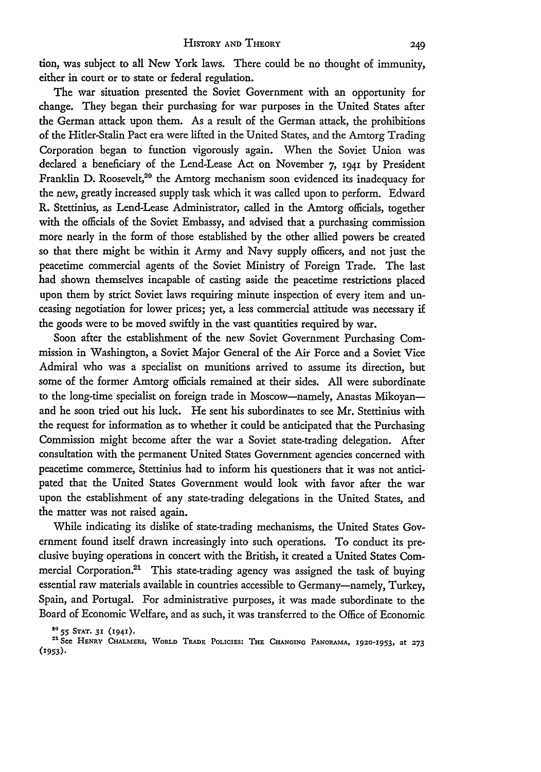tion, was subject to all New York laws. There could be no thought of immunity, either in court or to state or federal regulation.

The war situation presented the Soviet Government with an opportunity for change. They began their purchasing for war purposes in the United States after the German attack upon them. As a result of the German attack, the prohibitions of the Hitler-Stalin Pact era were lifted in the United States, and the Amtorg Trading Corporation began to function vigorously again. When the Soviet Union was declared a beneficiary of the Lend-Lease Act on November 7, 1941 by President Franklin D. Roosevelt,[20] the Amtorg mechanism soon evidenced its inadequacy for the new, greatly increased supply task which it was called upon to perform. Edward R. Stettinius, as Lend-Lease Administrator, called in the Amtorg officials, together with the officials of the Soviet Embassy, and advised that a purchasing commission more nearly in the form of those established by the other allied powers be created so that there might be within it Army and Navy supply officers, and not just the peacetime commercial agents of the Soviet Ministry of Foreign Trade. The last had shown themselves incapable of casting aside the peacetime restrictions placed upon them by strict Soviet laws requiring minute inspection of every item and unceasing negotiation for lower prices; yet, a less commercial attitude was necessary if the goods were to be moved swiftly in the vast quantities required by war.

Soon after the establishment of the new Soviet Government Purchasing Commission in Washington, a Soviet Major General of the Air Force and a Soviet Vice Admiral who was a specialist on munitions arrived to assume its direction, but some of the former Amtorg officials remained at their sides. All were subordinate to the long-time specialist on foreign trade in Moscow—namely, Anastas Mikoyan—and he soon tried out his luck. He sent his subordinates to see Mr. Stettinius with the request for information as to whether it could be anticipated that the Purchasing Commission might become after the war a Soviet state-trading delegation. After consultation with the permanent United States Government agencies concerned with peacetime commerce, Stettinius had to inform his questioners that it was not anticipated that the United States Government would look with favor after the war upon the establishment of any state-trading delegations in the United States, and the matter was not raised again.

While indicating its dislike of state-trading mechanisms, the United States Government found itself drawn increasingly into such operations. To conduct its preclusive buying operations in concert with the British, it created a United States Commercial Corporation.[21] This state-trading agency was assigned the task of buying essential raw materials available in countries accessible to Germany—namely, Turkey, Spain, and Portugal. For administrative purposes, it was made subordinate to the Board of Economic Welfare, and as such, it was transferred to the Office of Economic

[20] 55 Stat. 31 (1941).

[21] See Henry Chalmers, World Trade Policies: The Changing Panorama, 1920-1953, at 273 (1953).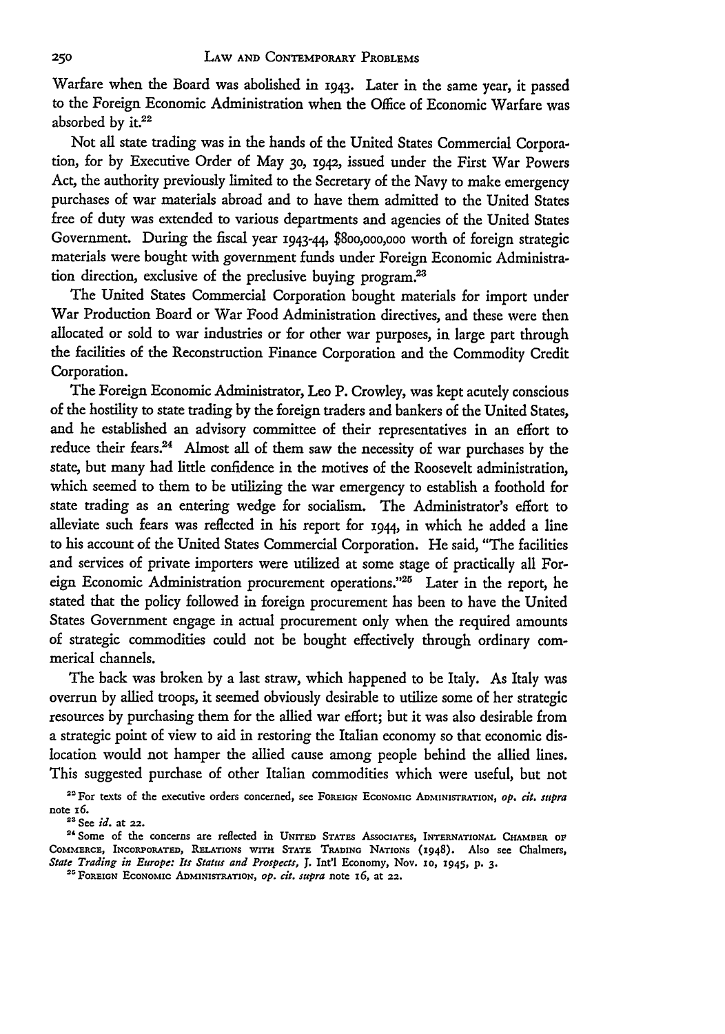Warfare when the Board was abolished in 1943. Later in the same year, it passed to the Foreign Economic Administration when the Office of Economic Warfare was absorbed by it.[22]

Not all state trading was in the hands of the United States Commercial Corporation, for by Executive Order of May 30, 1942, issued under the First War Powers Act, the authority previously limited to the Secretary of the Navy to make emergency purchases of war materials abroad and to have them admitted to the United States free of duty was extended to various departments and agencies of the United States Government. During the fiscal year 1943-44, $800,000,000 worth of foreign strategic materials were bought with government funds under Foreign Economic Administration direction, exclusive of the preclusive buying program.[23]

The United States Commercial Corporation bought materials for import under War Production Board or War Food Administration directives, and these were then allocated or sold to war industries or for other war purposes, in large part through the facilities of the Reconstruction Finance Corporation and the Commodity Credit Corporation.

The Foreign Economic Administrator, Leo P. Crowley, was kept acutely conscious of the hostility to state trading by the foreign traders and bankers of the United States, and he established an advisory committee of their representatives in an effort to reduce their fears.[24] Almost all of them saw the necessity of war purchases by the state, but many had little confidence in the motives of the Roosevelt administration, which seemed to them to be utilizing the war emergency to establish a foothold for state trading as an entering wedge for socialism. The Administrator's effort to alleviate such fears was reflected in his report for 1944, in which he added a line to his account of the United States Commercial Corporation. He said, "The facilities and services of private importers were utilized at some stage of practically all Foreign Economic Administration procurement operations."[25] Later in the report, he stated that the policy followed in foreign procurement has been to have the United States Government engage in actual procurement only when the required amounts of strategic commodities could not be bought effectively through ordinary commerical channels.

The back was broken by a last straw, which happened to be Italy. As Italy was overrun by allied troops, it seemed obviously desirable to utilize some of her strategic resources by purchasing them for the allied war effort; but it was also desirable from a strategic point of view to aid in restoring the Italian economy so that economic dislocation would not hamper the allied cause among people behind the allied lines. This suggested purchase of other Italian commodities which were useful, but not

[22] For texts of the executive orders concerned, see FOREIGN ECONOMIC ADMINISTRATION, *op. cit. supra* note 16.

[23] See *id.* at 22.

[24] Some of the concerns are reflected in UNITED STATES ASSOCIATES, INTERNATIONAL CHAMBER OF COMMERCE, INCORPORATED, RELATIONS WITH STATE TRADING NATIONS (1948). Also see Chalmers, *State Trading in Europe: Its Status and Prospects*, J. Int'l Economy, Nov. 10, 1945, p. 3.

[25] FOREIGN ECONOMIC ADMINISTRATION, *op. cit. supra* note 16, at 22.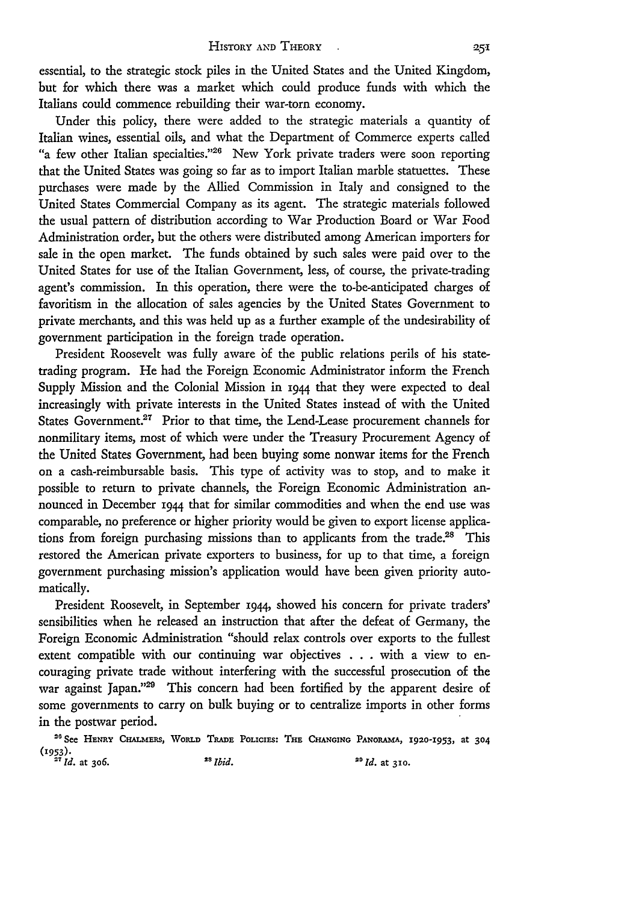essential, to the strategic stock piles in the United States and the United Kingdom, but for which there was a market which could produce funds with which the Italians could commence rebuilding their war-torn economy.

Under this policy, there were added to the strategic materials a quantity of Italian wines, essential oils, and what the Department of Commerce experts called "a few other Italian specialties."[26] New York private traders were soon reporting that the United States was going so far as to import Italian marble statuettes. These purchases were made by the Allied Commission in Italy and consigned to the United States Commercial Company as its agent. The strategic materials followed the usual pattern of distribution according to War Production Board or War Food Administration order, but the others were distributed among American importers for sale in the open market. The funds obtained by such sales were paid over to the United States for use of the Italian Government, less, of course, the private-trading agent's commission. In this operation, there were the to-be-anticipated charges of favoritism in the allocation of sales agencies by the United States Government to private merchants, and this was held up as a further example of the undesirability of government participation in the foreign trade operation.

President Roosevelt was fully aware of the public relations perils of his state-trading program. He had the Foreign Economic Administrator inform the French Supply Mission and the Colonial Mission in 1944 that they were expected to deal increasingly with private interests in the United States instead of with the United States Government.[27] Prior to that time, the Lend-Lease procurement channels for nonmilitary items, most of which were under the Treasury Procurement Agency of the United States Government, had been buying some nonwar items for the French on a cash-reimbursable basis. This type of activity was to stop, and to make it possible to return to private channels, the Foreign Economic Administration announced in December 1944 that for similar commodities and when the end use was comparable, no preference or higher priority would be given to export license applications from foreign purchasing missions than to applicants from the trade.[28] This restored the American private exporters to business, for up to that time, a foreign government purchasing mission's application would have been given priority automatically.

President Roosevelt, in September 1944, showed his concern for private traders' sensibilities when he released an instruction that after the defeat of Germany, the Foreign Economic Administration "should relax controls over exports to the fullest extent compatible with our continuing war objectives . . . with a view to encouraging private trade without interfering with the successful prosecution of the war against Japan."[29] This concern had been fortified by the apparent desire of some governments to carry on bulk buying or to centralize imports in other forms in the postwar period.

[26] See Henry Chalmers, World Trade Policies: The Changing Panorama, 1920-1953, at 304 (1953).

[27] *Id.* at 306.

[28] *Ibid.*

[29] *Id.* at 310.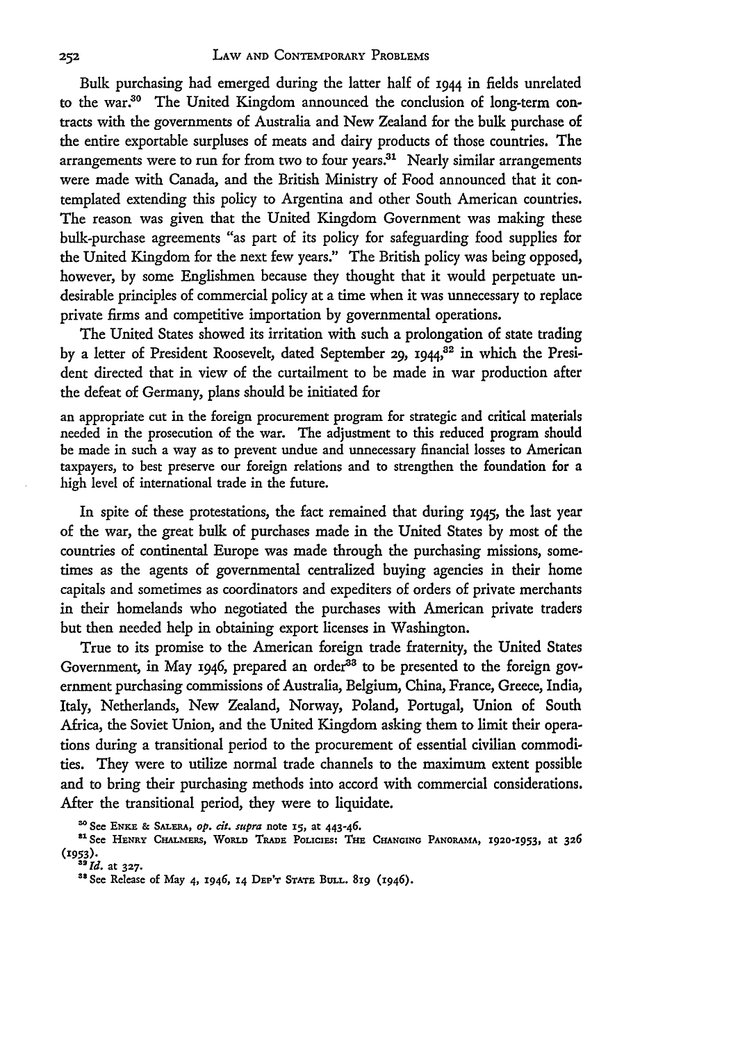Bulk purchasing had emerged during the latter half of 1944 in fields unrelated to the war.[30] The United Kingdom announced the conclusion of long-term contracts with the governments of Australia and New Zealand for the bulk purchase of the entire exportable surpluses of meats and dairy products of those countries. The arrangements were to run for from two to four years.[31] Nearly similar arrangements were made with Canada, and the British Ministry of Food announced that it contemplated extending this policy to Argentina and other South American countries. The reason was given that the United Kingdom Government was making these bulk-purchase agreements "as part of its policy for safeguarding food supplies for the United Kingdom for the next few years." The British policy was being opposed, however, by some Englishmen because they thought that it would perpetuate undesirable principles of commercial policy at a time when it was unnecessary to replace private firms and competitive importation by governmental operations.

The United States showed its irritation with such a prolongation of state trading by a letter of President Roosevelt, dated September 29, 1944,[32] in which the President directed that in view of the curtailment to be made in war production after the defeat of Germany, plans should be initiated for

> an appropriate cut in the foreign procurement program for strategic and critical materials needed in the prosecution of the war. The adjustment to this reduced program should be made in such a way as to prevent undue and unnecessary financial losses to American taxpayers, to best preserve our foreign relations and to strengthen the foundation for a high level of international trade in the future.

In spite of these protestations, the fact remained that during 1945, the last year of the war, the great bulk of purchases made in the United States by most of the countries of continental Europe was made through the purchasing missions, sometimes as the agents of governmental centralized buying agencies in their home capitals and sometimes as coordinators and expediters of orders of private merchants in their homelands who negotiated the purchases with American private traders but then needed help in obtaining export licenses in Washington.

True to its promise to the American foreign trade fraternity, the United States Government, in May 1946, prepared an order[33] to be presented to the foreign government purchasing commissions of Australia, Belgium, China, France, Greece, India, Italy, Netherlands, New Zealand, Norway, Poland, Portugal, Union of South Africa, the Soviet Union, and the United Kingdom asking them to limit their operations during a transitional period to the procurement of essential civilian commodities. They were to utilize normal trade channels to the maximum extent possible and to bring their purchasing methods into accord with commercial considerations. After the transitional period, they were to liquidate.

[30] See ENKE & SALERA, *op. cit. supra* note 15, at 443-46.

[31] See HENRY CHALMERS, WORLD TRADE POLICIES: THE CHANGING PANORAMA, 1920-1953, at 326 (1953).

[32] *Id.* at 327.

[33] See Release of May 4, 1946, 14 DEP'T STATE BULL. 819 (1946).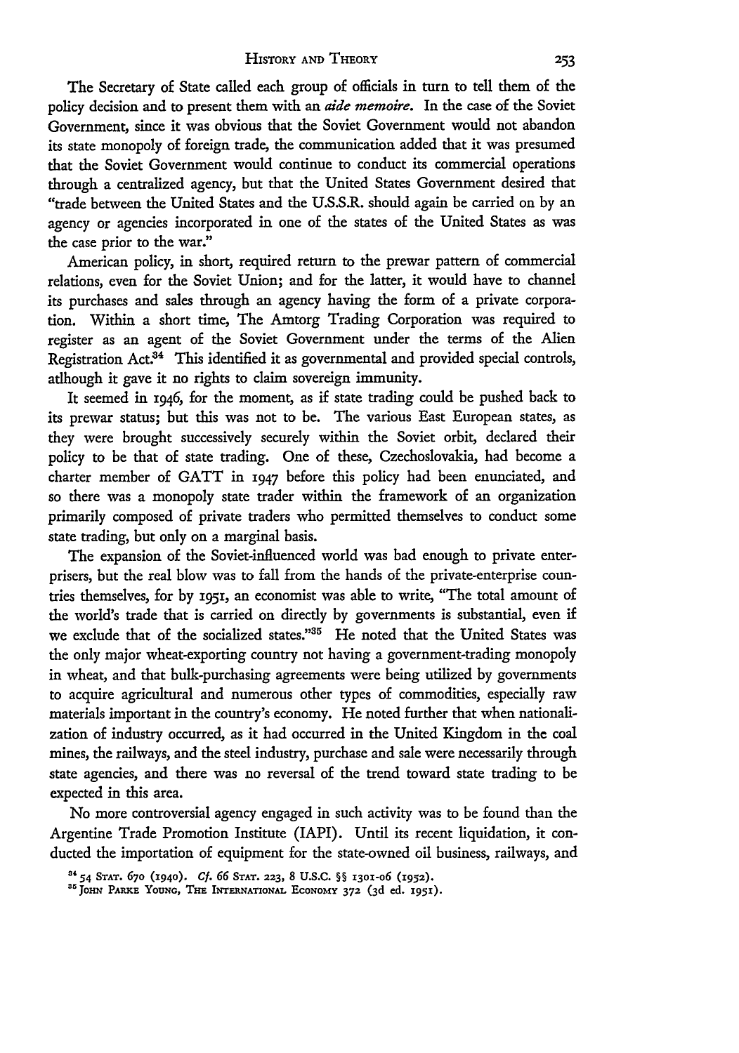The Secretary of State called each group of officials in turn to tell them of the policy decision and to present them with an *aide memoire*. In the case of the Soviet Government, since it was obvious that the Soviet Government would not abandon its state monopoly of foreign trade, the communication added that it was presumed that the Soviet Government would continue to conduct its commercial operations through a centralized agency, but that the United States Government desired that "trade between the United States and the U.S.S.R. should again be carried on by an agency or agencies incorporated in one of the states of the United States as was the case prior to the war."

American policy, in short, required return to the prewar pattern of commercial relations, even for the Soviet Union; and for the latter, it would have to channel its purchases and sales through an agency having the form of a private corporation. Within a short time, The Amtorg Trading Corporation was required to register as an agent of the Soviet Government under the terms of the Alien Registration Act.[34] This identified it as governmental and provided special controls, atlhough it gave it no rights to claim sovereign immunity.

It seemed in 1946, for the moment, as if state trading could be pushed back to its prewar status; but this was not to be. The various East European states, as they were brought successively securely within the Soviet orbit, declared their policy to be that of state trading. One of these, Czechoslovakia, had become a charter member of GATT in 1947 before this policy had been enunciated, and so there was a monopoly state trader within the framework of an organization primarily composed of private traders who permitted themselves to conduct some state trading, but only on a marginal basis.

The expansion of the Soviet-influenced world was bad enough to private enterprisers, but the real blow was to fall from the hands of the private-enterprise countries themselves, for by 1951, an economist was able to write, "The total amount of the world's trade that is carried on directly by governments is substantial, even if we exclude that of the socialized states."[35] He noted that the United States was the only major wheat-exporting country not having a government-trading monopoly in wheat, and that bulk-purchasing agreements were being utilized by governments to acquire agricultural and numerous other types of commodities, especially raw materials important in the country's economy. He noted further that when nationalization of industry occurred, as it had occurred in the United Kingdom in the coal mines, the railways, and the steel industry, purchase and sale were necessarily through state agencies, and there was no reversal of the trend toward state trading to be expected in this area.

No more controversial agency engaged in such activity was to be found than the Argentine Trade Promotion Institute (IAPI). Until its recent liquidation, it conducted the importation of equipment for the state-owned oil business, railways, and

[34] 54 Stat. 670 (1940). *Cf.* 66 Stat. 223, 8 U.S.C. §§ 1301-06 (1952).

[35] John Parke Young, The International Economy 372 (3d ed. 1951).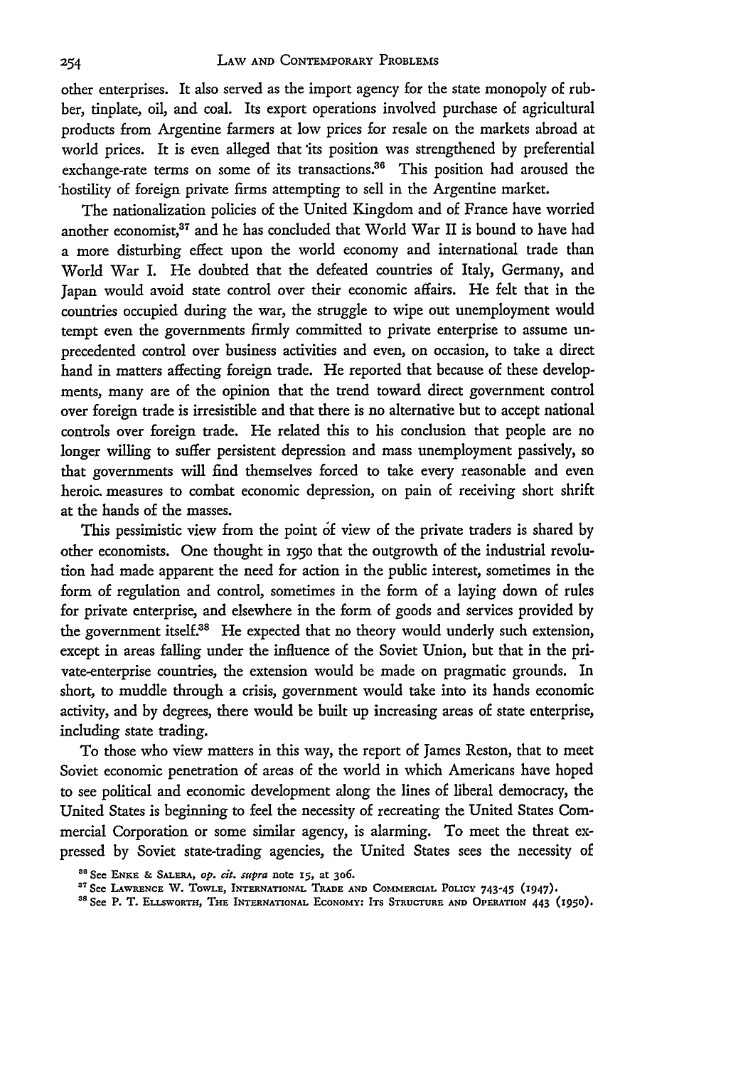other enterprises. It also served as the import agency for the state monopoly of rubber, tinplate, oil, and coal. Its export operations involved purchase of agricultural products from Argentine farmers at low prices for resale on the markets abroad at world prices. It is even alleged that its position was strengthened by preferential exchange-rate terms on some of its transactions.[36] This position had aroused the hostility of foreign private firms attempting to sell in the Argentine market.

The nationalization policies of the United Kingdom and of France have worried another economist,[37] and he has concluded that World War II is bound to have had a more disturbing effect upon the world economy and international trade than World War I. He doubted that the defeated countries of Italy, Germany, and Japan would avoid state control over their economic affairs. He felt that in the countries occupied during the war, the struggle to wipe out unemployment would tempt even the governments firmly committed to private enterprise to assume unprecedented control over business activities and even, on occasion, to take a direct hand in matters affecting foreign trade. He reported that because of these developments, many are of the opinion that the trend toward direct government control over foreign trade is irresistible and that there is no alternative but to accept national controls over foreign trade. He related this to his conclusion that people are no longer willing to suffer persistent depression and mass unemployment passively, so that governments will find themselves forced to take every reasonable and even heroic measures to combat economic depression, on pain of receiving short shrift at the hands of the masses.

This pessimistic view from the point of view of the private traders is shared by other economists. One thought in 1950 that the outgrowth of the industrial revolution had made apparent the need for action in the public interest, sometimes in the form of regulation and control, sometimes in the form of a laying down of rules for private enterprise, and elsewhere in the form of goods and services provided by the government itself.[38] He expected that no theory would underly such extension, except in areas falling under the influence of the Soviet Union, but that in the private-enterprise countries, the extension would be made on pragmatic grounds. In short, to muddle through a crisis, government would take into its hands economic activity, and by degrees, there would be built up increasing areas of state enterprise, including state trading.

To those who view matters in this way, the report of James Reston, that to meet Soviet economic penetration of areas of the world in which Americans have hoped to see political and economic development along the lines of liberal democracy, the United States is beginning to feel the necessity of recreating the United States Commercial Corporation or some similar agency, is alarming. To meet the threat expressed by Soviet state-trading agencies, the United States sees the necessity of

[36] See Enke & Salera, *op. cit. supra* note 15, at 306.

[37] See Lawrence W. Towle, International Trade and Commercial Policy 743-45 (1947).

[38] See P. T. Ellsworth, The International Economy: Its Structure and Operation 443 (1950).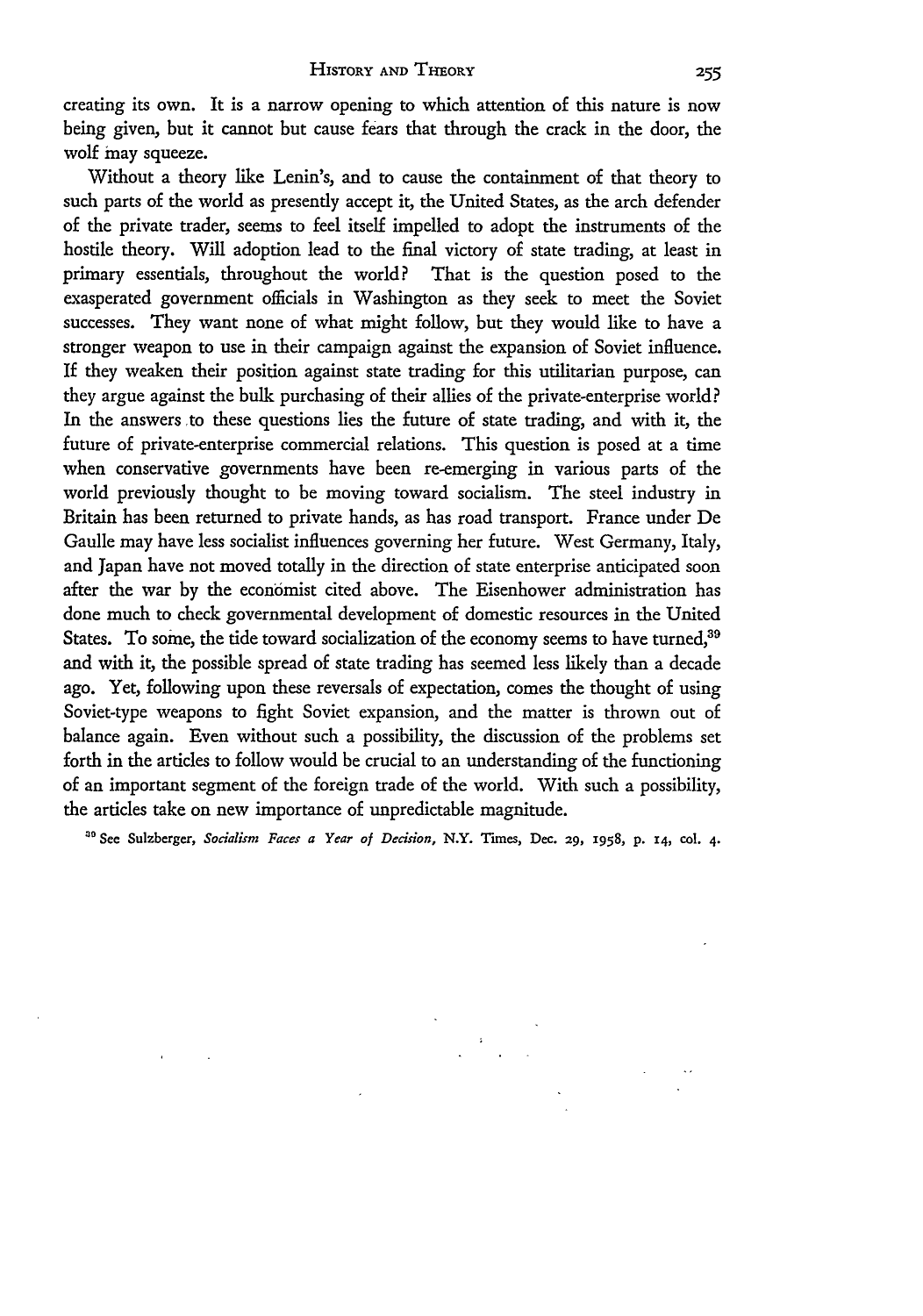creating its own. It is a narrow opening to which attention of this nature is now being given, but it cannot but cause fears that through the crack in the door, the wolf may squeeze.

Without a theory like Lenin's, and to cause the containment of that theory to such parts of the world as presently accept it, the United States, as the arch defender of the private trader, seems to feel itself impelled to adopt the instruments of the hostile theory. Will adoption lead to the final victory of state trading, at least in primary essentials, throughout the world? That is the question posed to the exasperated government officials in Washington as they seek to meet the Soviet successes. They want none of what might follow, but they would like to have a stronger weapon to use in their campaign against the expansion of Soviet influence. If they weaken their position against state trading for this utilitarian purpose, can they argue against the bulk purchasing of their allies of the private-enterprise world? In the answers to these questions lies the future of state trading, and with it, the future of private-enterprise commercial relations. This question is posed at a time when conservative governments have been re-emerging in various parts of the world previously thought to be moving toward socialism. The steel industry in Britain has been returned to private hands, as has road transport. France under De Gaulle may have less socialist influences governing her future. West Germany, Italy, and Japan have not moved totally in the direction of state enterprise anticipated soon after the war by the economist cited above. The Eisenhower administration has done much to check governmental development of domestic resources in the United States. To some, the tide toward socialization of the economy seems to have turned,[39] and with it, the possible spread of state trading has seemed less likely than a decade ago. Yet, following upon these reversals of expectation, comes the thought of using Soviet-type weapons to fight Soviet expansion, and the matter is thrown out of balance again. Even without such a possibility, the discussion of the problems set forth in the articles to follow would be crucial to an understanding of the functioning of an important segment of the foreign trade of the world. With such a possibility, the articles take on new importance of unpredictable magnitude.

[39] See Sulzberger, *Socialism Faces a Year of Decision*, N.Y. Times, Dec. 29, 1958, p. 14, col. 4.